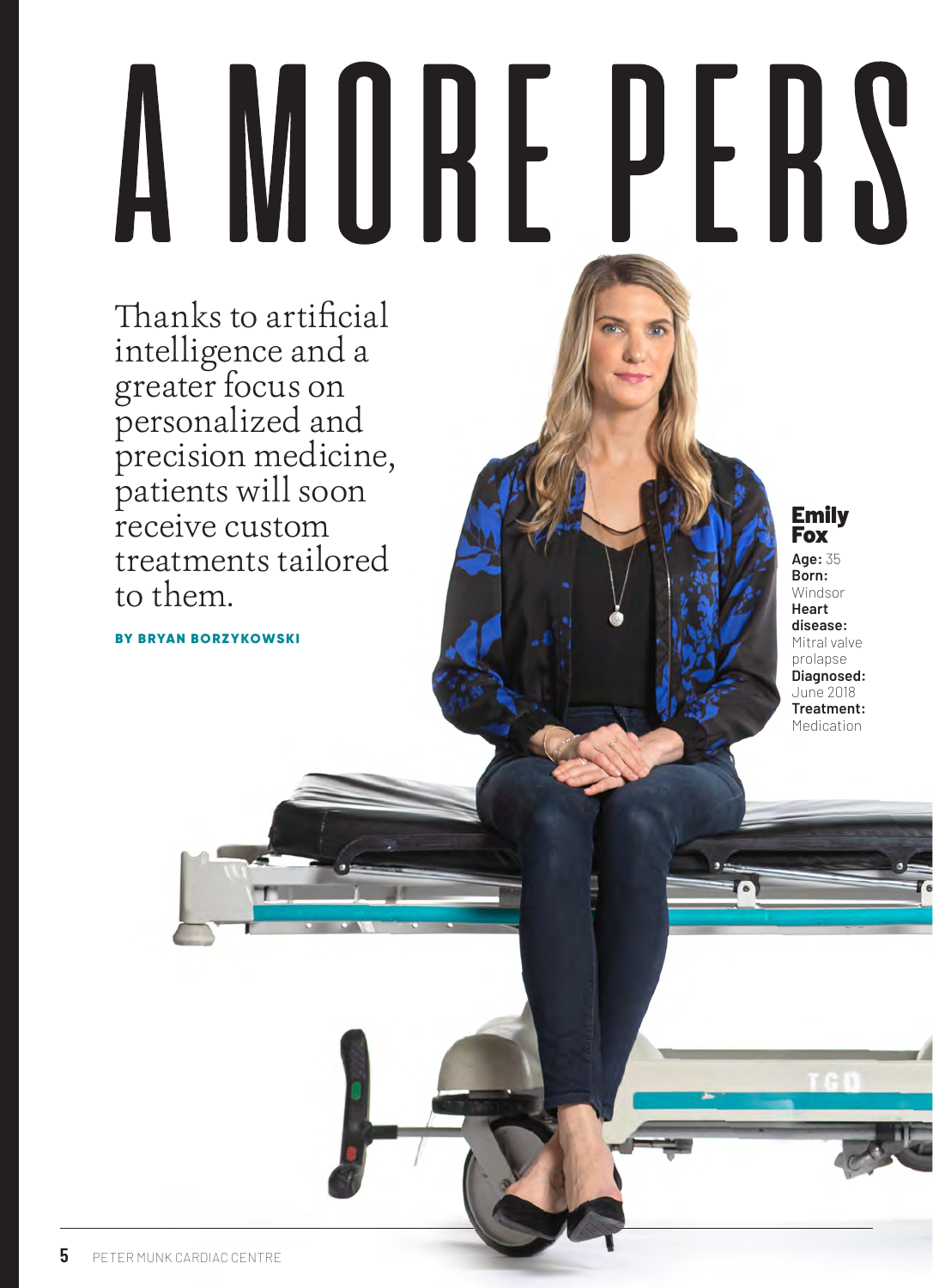# A MORE PERS

Thanks to artificial intelligence and a greater focus on personalized and precision medicine, patients will soon receive custom treatments tailored to them.

**BY BRYAN BORZYKOWSKI**

**Emily Fox**

**Age:** 35
**Born:** Windsor
**Heart disease:** Mitral valve prolapse
**Diagnosed:** June 2018
**Treatment:** Medication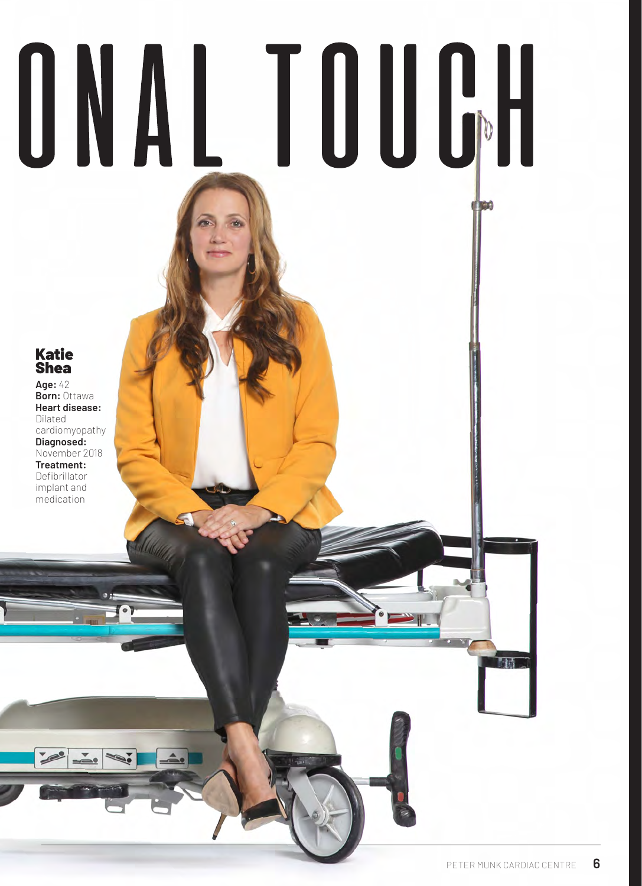# ONAL TOUCH

**Katie Shea**

**Age:** 42
**Born:** Ottawa
**Heart disease:** Dilated cardiomyopathy
**Diagnosed:** November 2018
**Treatment:** Defibrillator implant and medication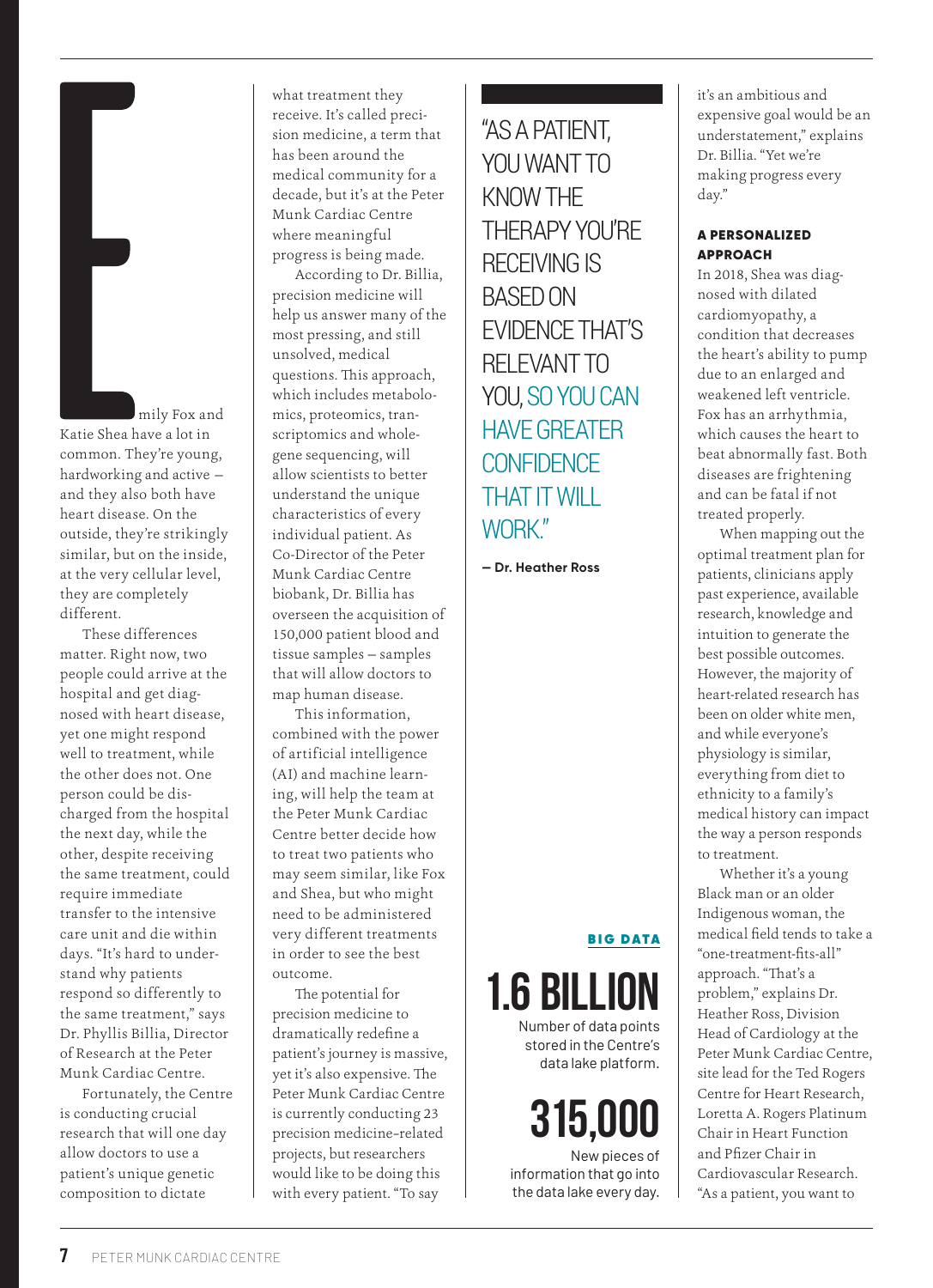Emily Fox and Katie Shea have a lot in common. They're young, hardworking and active – and they also both have heart disease. On the outside, they're strikingly similar, but on the inside, at the very cellular level, they are completely different.

These differences matter. Right now, two people could arrive at the hospital and get diagnosed with heart disease, yet one might respond well to treatment, while the other does not. One person could be discharged from the hospital the next day, while the other, despite receiving the same treatment, could require immediate transfer to the intensive care unit and die within days. "It's hard to understand why patients respond so differently to the same treatment," says Dr. Phyllis Billia, Director of Research at the Peter Munk Cardiac Centre.

Fortunately, the Centre is conducting crucial research that will one day allow doctors to use a patient's unique genetic composition to dictate what treatment they receive. It's called precision medicine, a term that has been around the medical community for a decade, but it's at the Peter Munk Cardiac Centre where meaningful progress is being made.

According to Dr. Billia, precision medicine will help us answer many of the most pressing, and still unsolved, medical questions. This approach, which includes metabolomics, proteomics, transcriptomics and whole-gene sequencing, will allow scientists to better understand the unique characteristics of every individual patient. As Co-Director of the Peter Munk Cardiac Centre biobank, Dr. Billia has overseen the acquisition of 150,000 patient blood and tissue samples – samples that will allow doctors to map human disease.

This information, combined with the power of artificial intelligence (AI) and machine learning, will help the team at the Peter Munk Cardiac Centre better decide how to treat two patients who may seem similar, like Fox and Shea, but who might need to be administered very different treatments in order to see the best outcome.

The potential for precision medicine to dramatically redefine a patient's journey is massive, yet it's also expensive. The Peter Munk Cardiac Centre is currently conducting 23 precision medicine-related projects, but researchers would like to be doing this with every patient. "To say it's an ambitious and expensive goal would be an understatement," explains Dr. Billia. "Yet we're making progress every day."

> "AS A PATIENT, YOU WANT TO KNOW THE THERAPY YOU'RE RECEIVING IS BASED ON EVIDENCE THAT'S RELEVANT TO YOU, SO YOU CAN HAVE GREATER CONFIDENCE THAT IT WILL WORK."
>
> **— Dr. Heather Ross**

**BIG DATA**

**1.6 BILLION**
Number of data points stored in the Centre's data lake platform.

**315,000**
New pieces of information that go into the data lake every day.

#### A PERSONALIZED APPROACH

In 2018, Shea was diagnosed with dilated cardiomyopathy, a condition that decreases the heart's ability to pump due to an enlarged and weakened left ventricle. Fox has an arrhythmia, which causes the heart to beat abnormally fast. Both diseases are frightening and can be fatal if not treated properly.

When mapping out the optimal treatment plan for patients, clinicians apply past experience, available research, knowledge and intuition to generate the best possible outcomes. However, the majority of heart-related research has been on older white men, and while everyone's physiology is similar, everything from diet to ethnicity to a family's medical history can impact the way a person responds to treatment.

Whether it's a young Black man or an older Indigenous woman, the medical field tends to take a "one-treatment-fits-all" approach. "That's a problem," explains Dr. Heather Ross, Division Head of Cardiology at the Peter Munk Cardiac Centre, site lead for the Ted Rogers Centre for Heart Research, Loretta A. Rogers Platinum Chair in Heart Function and Pfizer Chair in Cardiovascular Research. "As a patient, you want to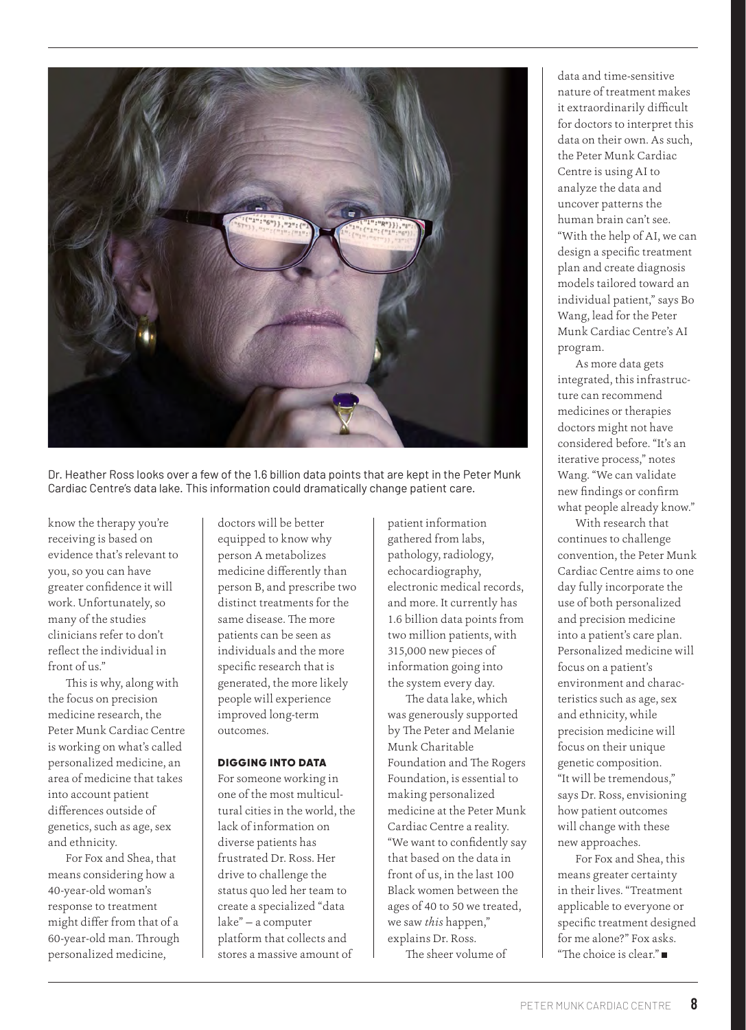Dr. Heather Ross looks over a few of the 1.6 billion data points that are kept in the Peter Munk Cardiac Centre's data lake. This information could dramatically change patient care.

know the therapy you're receiving is based on evidence that's relevant to you, so you can have greater confidence it will work. Unfortunately, so many of the studies clinicians refer to don't reflect the individual in front of us."

This is why, along with the focus on precision medicine research, the Peter Munk Cardiac Centre is working on what's called personalized medicine, an area of medicine that takes into account patient differences outside of genetics, such as age, sex and ethnicity.

For Fox and Shea, that means considering how a 40-year-old woman's response to treatment might differ from that of a 60-year-old man. Through personalized medicine, doctors will be better equipped to know why person A metabolizes medicine differently than person B, and prescribe two distinct treatments for the same disease. The more patients can be seen as individuals and the more specific research that is generated, the more likely people will experience improved long-term outcomes.

### DIGGING INTO DATA

For someone working in one of the most multicultural cities in the world, the lack of information on diverse patients has frustrated Dr. Ross. Her drive to challenge the status quo led her team to create a specialized "data lake" – a computer platform that collects and stores a massive amount of patient information gathered from labs, pathology, radiology, echocardiography, electronic medical records, and more. It currently has 1.6 billion data points from two million patients, with 315,000 new pieces of information going into the system every day.

The data lake, which was generously supported by The Peter and Melanie Munk Charitable Foundation and The Rogers Foundation, is essential to making personalized medicine at the Peter Munk Cardiac Centre a reality. "We want to confidently say that based on the data in front of us, in the last 100 Black women between the ages of 40 to 50 we treated, we saw *this* happen," explains Dr. Ross.

The sheer volume of data and time-sensitive nature of treatment makes it extraordinarily difficult for doctors to interpret this data on their own. As such, the Peter Munk Cardiac Centre is using AI to analyze the data and uncover patterns the human brain can't see. "With the help of AI, we can design a specific treatment plan and create diagnosis models tailored toward an individual patient," says Bo Wang, lead for the Peter Munk Cardiac Centre's AI program.

As more data gets integrated, this infrastructure can recommend medicines or therapies doctors might not have considered before. "It's an iterative process," notes Wang. "We can validate new findings or confirm what people already know."

With research that continues to challenge convention, the Peter Munk Cardiac Centre aims to one day fully incorporate the use of both personalized and precision medicine into a patient's care plan. Personalized medicine will focus on a patient's environment and characteristics such as age, sex and ethnicity, while precision medicine will focus on their unique genetic composition. "It will be tremendous," says Dr. Ross, envisioning how patient outcomes will change with these new approaches.

For Fox and Shea, this means greater certainty in their lives. "Treatment applicable to everyone or specific treatment designed for me alone?" Fox asks. "The choice is clear." ■